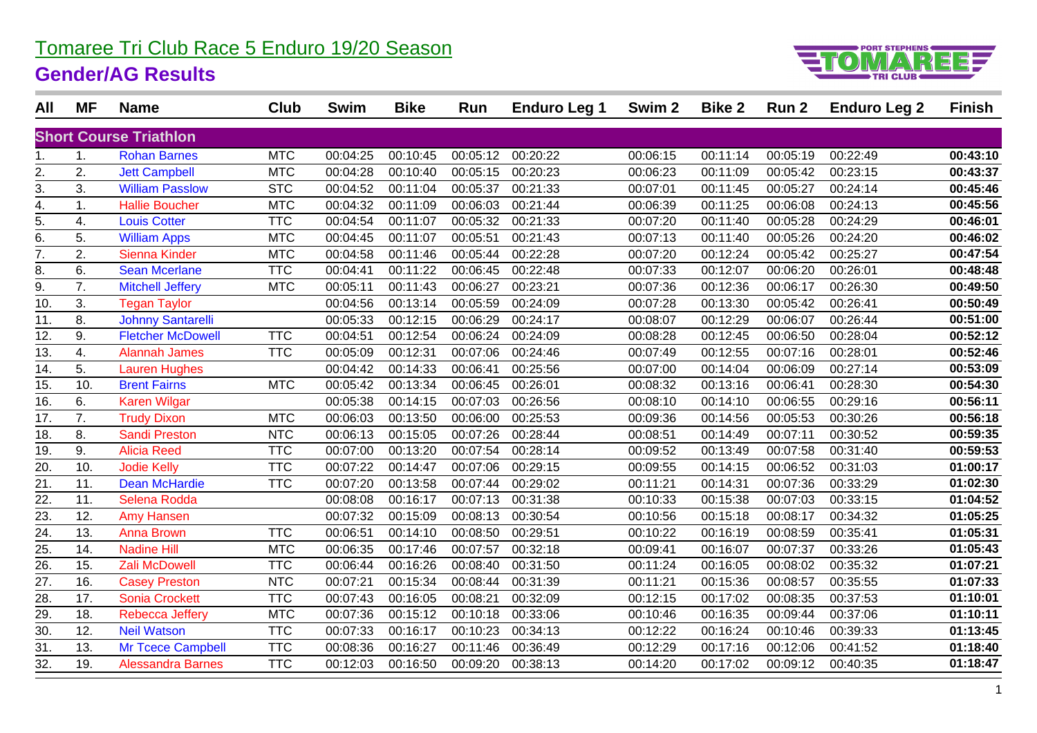# Tomaree Tri Club Race 5 Enduro 19/20 Season

## Gender/AG Results

| All | MF | Name | Club | Swim | Bike | Run | Enduro Leg 1 | Swim 2 | Bike 2 | Run 2 | Enduro Leg 2 | Finish |
|---|---|---|---|---|---|---|---|---|---|---|---|---|
| **Short Course Triathlon** | | | | | | | | | | | | |
| 1. | 1. | Rohan Barnes | MTC | 00:04:25 | 00:10:45 | 00:05:12 | 00:20:22 | 00:06:15 | 00:11:14 | 00:05:19 | 00:22:49 | **00:43:10** |
| 2. | 2. | Jett Campbell | MTC | 00:04:28 | 00:10:40 | 00:05:15 | 00:20:23 | 00:06:23 | 00:11:09 | 00:05:42 | 00:23:15 | **00:43:37** |
| 3. | 3. | William Passlow | STC | 00:04:52 | 00:11:04 | 00:05:37 | 00:21:33 | 00:07:01 | 00:11:45 | 00:05:27 | 00:24:14 | **00:45:46** |
| 4. | 1. | Hallie Boucher | MTC | 00:04:32 | 00:11:09 | 00:06:03 | 00:21:44 | 00:06:39 | 00:11:25 | 00:06:08 | 00:24:13 | **00:45:56** |
| 5. | 4. | Louis Cotter | TTC | 00:04:54 | 00:11:07 | 00:05:32 | 00:21:33 | 00:07:20 | 00:11:40 | 00:05:28 | 00:24:29 | **00:46:01** |
| 6. | 5. | William Apps | MTC | 00:04:45 | 00:11:07 | 00:05:51 | 00:21:43 | 00:07:13 | 00:11:40 | 00:05:26 | 00:24:20 | **00:46:02** |
| 7. | 2. | Sienna Kinder | MTC | 00:04:58 | 00:11:46 | 00:05:44 | 00:22:28 | 00:07:20 | 00:12:24 | 00:05:42 | 00:25:27 | **00:47:54** |
| 8. | 6. | Sean Mcerlane | TTC | 00:04:41 | 00:11:22 | 00:06:45 | 00:22:48 | 00:07:33 | 00:12:07 | 00:06:20 | 00:26:01 | **00:48:48** |
| 9. | 7. | Mitchell Jeffery | MTC | 00:05:11 | 00:11:43 | 00:06:27 | 00:23:21 | 00:07:36 | 00:12:36 | 00:06:17 | 00:26:30 | **00:49:50** |
| 10. | 3. | Tegan Taylor | | 00:04:56 | 00:13:14 | 00:05:59 | 00:24:09 | 00:07:28 | 00:13:30 | 00:05:42 | 00:26:41 | **00:50:49** |
| 11. | 8. | Johnny Santarelli | | 00:05:33 | 00:12:15 | 00:06:29 | 00:24:17 | 00:08:07 | 00:12:29 | 00:06:07 | 00:26:44 | **00:51:00** |
| 12. | 9. | Fletcher McDowell | TTC | 00:04:51 | 00:12:54 | 00:06:24 | 00:24:09 | 00:08:28 | 00:12:45 | 00:06:50 | 00:28:04 | **00:52:12** |
| 13. | 4. | Alannah James | TTC | 00:05:09 | 00:12:31 | 00:07:06 | 00:24:46 | 00:07:49 | 00:12:55 | 00:07:16 | 00:28:01 | **00:52:46** |
| 14. | 5. | Lauren Hughes | | 00:04:42 | 00:14:33 | 00:06:41 | 00:25:56 | 00:07:00 | 00:14:04 | 00:06:09 | 00:27:14 | **00:53:09** |
| 15. | 10. | Brent Fairns | MTC | 00:05:42 | 00:13:34 | 00:06:45 | 00:26:01 | 00:08:32 | 00:13:16 | 00:06:41 | 00:28:30 | **00:54:30** |
| 16. | 6. | Karen Wilgar | | 00:05:38 | 00:14:15 | 00:07:03 | 00:26:56 | 00:08:10 | 00:14:10 | 00:06:55 | 00:29:16 | **00:56:11** |
| 17. | 7. | Trudy Dixon | MTC | 00:06:03 | 00:13:50 | 00:06:00 | 00:25:53 | 00:09:36 | 00:14:56 | 00:05:53 | 00:30:26 | **00:56:18** |
| 18. | 8. | Sandi Preston | NTC | 00:06:13 | 00:15:05 | 00:07:26 | 00:28:44 | 00:08:51 | 00:14:49 | 00:07:11 | 00:30:52 | **00:59:35** |
| 19. | 9. | Alicia Reed | TTC | 00:07:00 | 00:13:20 | 00:07:54 | 00:28:14 | 00:09:52 | 00:13:49 | 00:07:58 | 00:31:40 | **00:59:53** |
| 20. | 10. | Jodie Kelly | TTC | 00:07:22 | 00:14:47 | 00:07:06 | 00:29:15 | 00:09:55 | 00:14:15 | 00:06:52 | 00:31:03 | **01:00:17** |
| 21. | 11. | Dean McHardie | TTC | 00:07:20 | 00:13:58 | 00:07:44 | 00:29:02 | 00:11:21 | 00:14:31 | 00:07:36 | 00:33:29 | **01:02:30** |
| 22. | 11. | Selena Rodda | | 00:08:08 | 00:16:17 | 00:07:13 | 00:31:38 | 00:10:33 | 00:15:38 | 00:07:03 | 00:33:15 | **01:04:52** |
| 23. | 12. | Amy Hansen | | 00:07:32 | 00:15:09 | 00:08:13 | 00:30:54 | 00:10:56 | 00:15:18 | 00:08:17 | 00:34:32 | **01:05:25** |
| 24. | 13. | Anna Brown | TTC | 00:06:51 | 00:14:10 | 00:08:50 | 00:29:51 | 00:10:22 | 00:16:19 | 00:08:59 | 00:35:41 | **01:05:31** |
| 25. | 14. | Nadine Hill | MTC | 00:06:35 | 00:17:46 | 00:07:57 | 00:32:18 | 00:09:41 | 00:16:07 | 00:07:37 | 00:33:26 | **01:05:43** |
| 26. | 15. | Zali McDowell | TTC | 00:06:44 | 00:16:26 | 00:08:40 | 00:31:50 | 00:11:24 | 00:16:05 | 00:08:02 | 00:35:32 | **01:07:21** |
| 27. | 16. | Casey Preston | NTC | 00:07:21 | 00:15:34 | 00:08:44 | 00:31:39 | 00:11:21 | 00:15:36 | 00:08:57 | 00:35:55 | **01:07:33** |
| 28. | 17. | Sonia Crockett | TTC | 00:07:43 | 00:16:05 | 00:08:21 | 00:32:09 | 00:12:15 | 00:17:02 | 00:08:35 | 00:37:53 | **01:10:01** |
| 29. | 18. | Rebecca Jeffery | MTC | 00:07:36 | 00:15:12 | 00:10:18 | 00:33:06 | 00:10:46 | 00:16:35 | 00:09:44 | 00:37:06 | **01:10:11** |
| 30. | 12. | Neil Watson | TTC | 00:07:33 | 00:16:17 | 00:10:23 | 00:34:13 | 00:12:22 | 00:16:24 | 00:10:46 | 00:39:33 | **01:13:45** |
| 31. | 13. | Mr Tcece Campbell | TTC | 00:08:36 | 00:16:27 | 00:11:46 | 00:36:49 | 00:12:29 | 00:17:16 | 00:12:06 | 00:41:52 | **01:18:40** |
| 32. | 19. | Alessandra Barnes | TTC | 00:12:03 | 00:16:50 | 00:09:20 | 00:38:13 | 00:14:20 | 00:17:02 | 00:09:12 | 00:40:35 | **01:18:47** |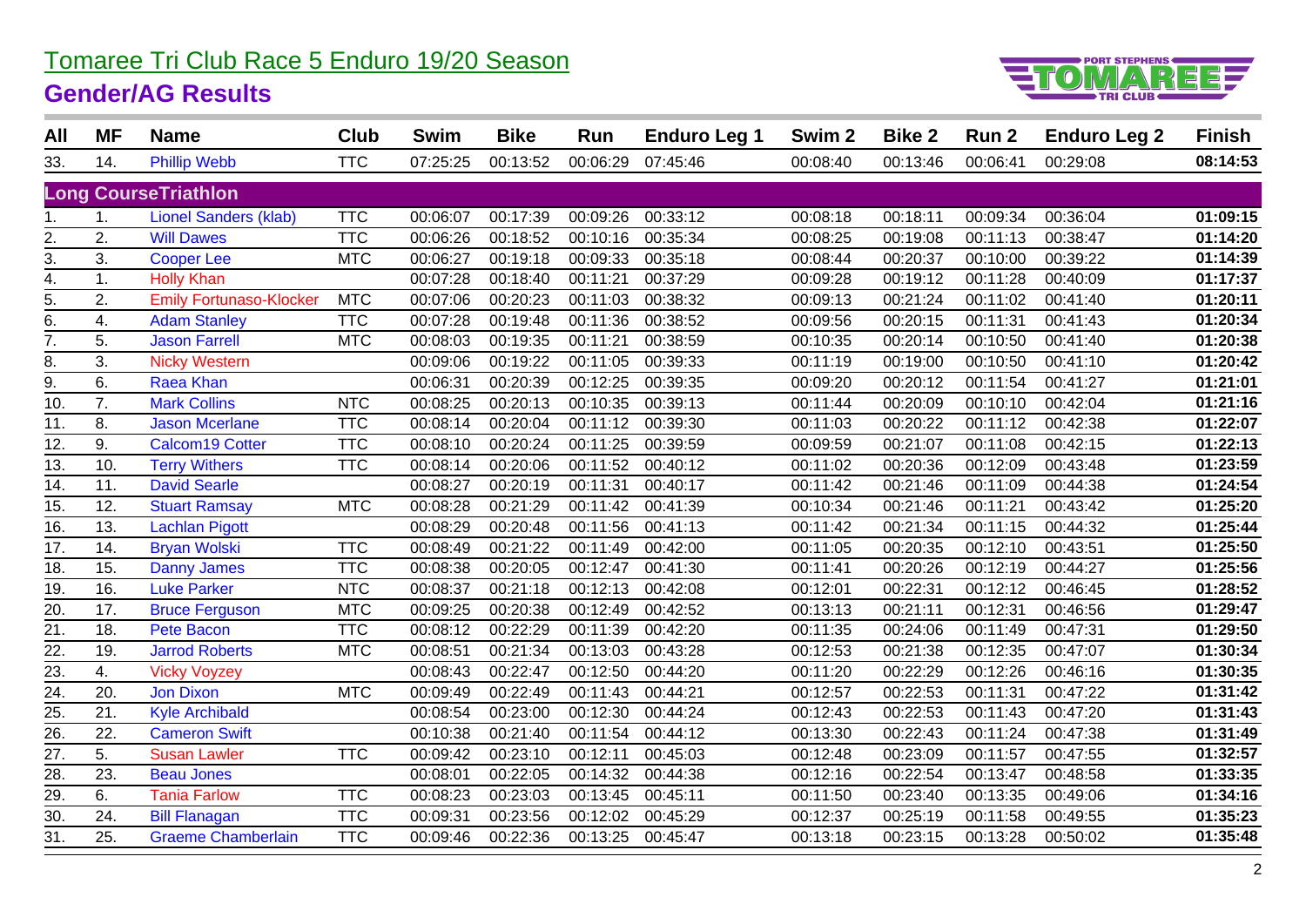# Tomaree Tri Club Race 5 Enduro 19/20 Season

## Gender/AG Results

| All | MF | Name | Club | Swim | Bike | Run | Enduro Leg 1 | Swim 2 | Bike 2 | Run 2 | Enduro Leg 2 | Finish |
|---|---|---|---|---|---|---|---|---|---|---|---|---|
| 33. | 14. | Phillip Webb | TTC | 07:25:25 | 00:13:52 | 00:06:29 | 07:45:46 | 00:08:40 | 00:13:46 | 00:06:41 | 00:29:08 | **08:14:53** |
| **Long CourseTriathlon** | | | | | | | | | | | | |
| 1. | 1. | Lionel Sanders (klab) | TTC | 00:06:07 | 00:17:39 | 00:09:26 | 00:33:12 | 00:08:18 | 00:18:11 | 00:09:34 | 00:36:04 | **01:09:15** |
| 2. | 2. | Will Dawes | TTC | 00:06:26 | 00:18:52 | 00:10:16 | 00:35:34 | 00:08:25 | 00:19:08 | 00:11:13 | 00:38:47 | **01:14:20** |
| 3. | 3. | Cooper Lee | MTC | 00:06:27 | 00:19:18 | 00:09:33 | 00:35:18 | 00:08:44 | 00:20:37 | 00:10:00 | 00:39:22 | **01:14:39** |
| 4. | 1. | Holly Khan | | 00:07:28 | 00:18:40 | 00:11:21 | 00:37:29 | 00:09:28 | 00:19:12 | 00:11:28 | 00:40:09 | **01:17:37** |
| 5. | 2. | Emily Fortunaso-Klocker | MTC | 00:07:06 | 00:20:23 | 00:11:03 | 00:38:32 | 00:09:13 | 00:21:24 | 00:11:02 | 00:41:40 | **01:20:11** |
| 6. | 4. | Adam Stanley | TTC | 00:07:28 | 00:19:48 | 00:11:36 | 00:38:52 | 00:09:56 | 00:20:15 | 00:11:31 | 00:41:43 | **01:20:34** |
| 7. | 5. | Jason Farrell | MTC | 00:08:03 | 00:19:35 | 00:11:21 | 00:38:59 | 00:10:35 | 00:20:14 | 00:10:50 | 00:41:40 | **01:20:38** |
| 8. | 3. | Nicky Western | | 00:09:06 | 00:19:22 | 00:11:05 | 00:39:33 | 00:11:19 | 00:19:00 | 00:10:50 | 00:41:10 | **01:20:42** |
| 9. | 6. | Raea Khan | | 00:06:31 | 00:20:39 | 00:12:25 | 00:39:35 | 00:09:20 | 00:20:12 | 00:11:54 | 00:41:27 | **01:21:01** |
| 10. | 7. | Mark Collins | NTC | 00:08:25 | 00:20:13 | 00:10:35 | 00:39:13 | 00:11:44 | 00:20:09 | 00:10:10 | 00:42:04 | **01:21:16** |
| 11. | 8. | Jason Mcerlane | TTC | 00:08:14 | 00:20:04 | 00:11:12 | 00:39:30 | 00:11:03 | 00:20:22 | 00:11:12 | 00:42:38 | **01:22:07** |
| 12. | 9. | Calcom19 Cotter | TTC | 00:08:10 | 00:20:24 | 00:11:25 | 00:39:59 | 00:09:59 | 00:21:07 | 00:11:08 | 00:42:15 | **01:22:13** |
| 13. | 10. | Terry Withers | TTC | 00:08:14 | 00:20:06 | 00:11:52 | 00:40:12 | 00:11:02 | 00:20:36 | 00:12:09 | 00:43:48 | **01:23:59** |
| 14. | 11. | David Searle | | 00:08:27 | 00:20:19 | 00:11:31 | 00:40:17 | 00:11:42 | 00:21:46 | 00:11:09 | 00:44:38 | **01:24:54** |
| 15. | 12. | Stuart Ramsay | MTC | 00:08:28 | 00:21:29 | 00:11:42 | 00:41:39 | 00:10:34 | 00:21:46 | 00:11:21 | 00:43:42 | **01:25:20** |
| 16. | 13. | Lachlan Pigott | | 00:08:29 | 00:20:48 | 00:11:56 | 00:41:13 | 00:11:42 | 00:21:34 | 00:11:15 | 00:44:32 | **01:25:44** |
| 17. | 14. | Bryan Wolski | TTC | 00:08:49 | 00:21:22 | 00:11:49 | 00:42:00 | 00:11:05 | 00:20:35 | 00:12:10 | 00:43:51 | **01:25:50** |
| 18. | 15. | Danny James | TTC | 00:08:38 | 00:20:05 | 00:12:47 | 00:41:30 | 00:11:41 | 00:20:26 | 00:12:19 | 00:44:27 | **01:25:56** |
| 19. | 16. | Luke Parker | NTC | 00:08:37 | 00:21:18 | 00:12:13 | 00:42:08 | 00:12:01 | 00:22:31 | 00:12:12 | 00:46:45 | **01:28:52** |
| 20. | 17. | Bruce Ferguson | MTC | 00:09:25 | 00:20:38 | 00:12:49 | 00:42:52 | 00:13:13 | 00:21:11 | 00:12:31 | 00:46:56 | **01:29:47** |
| 21. | 18. | Pete Bacon | TTC | 00:08:12 | 00:22:29 | 00:11:39 | 00:42:20 | 00:11:35 | 00:24:06 | 00:11:49 | 00:47:31 | **01:29:50** |
| 22. | 19. | Jarrod Roberts | MTC | 00:08:51 | 00:21:34 | 00:13:03 | 00:43:28 | 00:12:53 | 00:21:38 | 00:12:35 | 00:47:07 | **01:30:34** |
| 23. | 4. | Vicky Voyzey | | 00:08:43 | 00:22:47 | 00:12:50 | 00:44:20 | 00:11:20 | 00:22:29 | 00:12:26 | 00:46:16 | **01:30:35** |
| 24. | 20. | Jon Dixon | MTC | 00:09:49 | 00:22:49 | 00:11:43 | 00:44:21 | 00:12:57 | 00:22:53 | 00:11:31 | 00:47:22 | **01:31:42** |
| 25. | 21. | Kyle Archibald | | 00:08:54 | 00:23:00 | 00:12:30 | 00:44:24 | 00:12:43 | 00:22:53 | 00:11:43 | 00:47:20 | **01:31:43** |
| 26. | 22. | Cameron Swift | | 00:10:38 | 00:21:40 | 00:11:54 | 00:44:12 | 00:13:30 | 00:22:43 | 00:11:24 | 00:47:38 | **01:31:49** |
| 27. | 5. | Susan Lawler | TTC | 00:09:42 | 00:23:10 | 00:12:11 | 00:45:03 | 00:12:48 | 00:23:09 | 00:11:57 | 00:47:55 | **01:32:57** |
| 28. | 23. | Beau Jones | | 00:08:01 | 00:22:05 | 00:14:32 | 00:44:38 | 00:12:16 | 00:22:54 | 00:13:47 | 00:48:58 | **01:33:35** |
| 29. | 6. | Tania Farlow | TTC | 00:08:23 | 00:23:03 | 00:13:45 | 00:45:11 | 00:11:50 | 00:23:40 | 00:13:35 | 00:49:06 | **01:34:16** |
| 30. | 24. | Bill Flanagan | TTC | 00:09:31 | 00:23:56 | 00:12:02 | 00:45:29 | 00:12:37 | 00:25:19 | 00:11:58 | 00:49:55 | **01:35:23** |
| 31. | 25. | Graeme Chamberlain | TTC | 00:09:46 | 00:22:36 | 00:13:25 | 00:45:47 | 00:13:18 | 00:23:15 | 00:13:28 | 00:50:02 | **01:35:48** |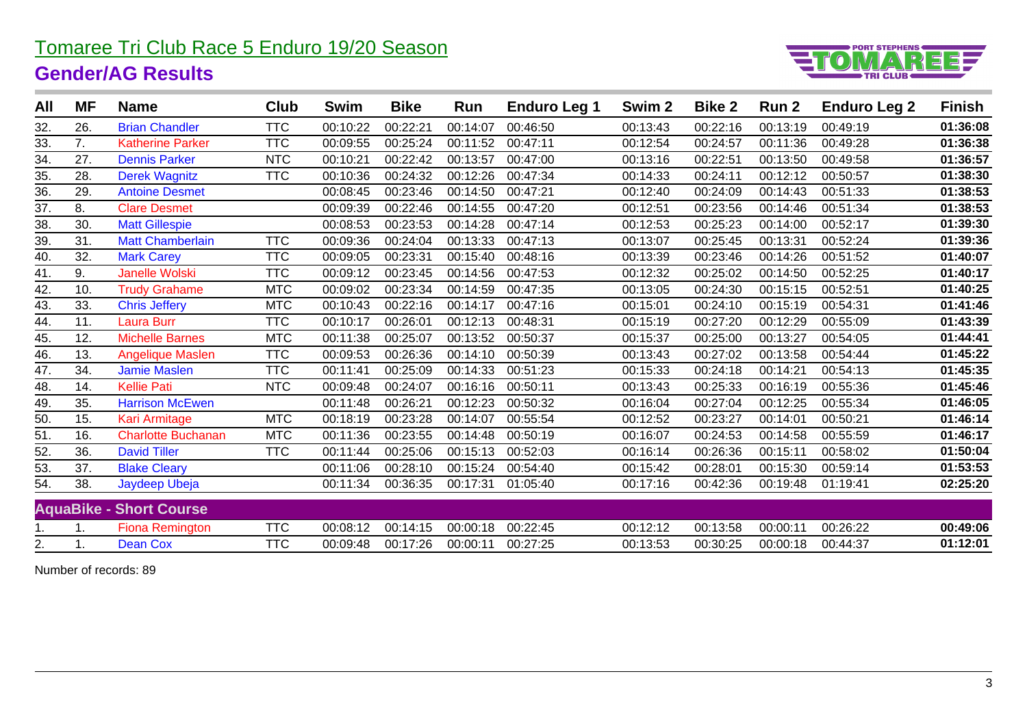# Tomaree Tri Club Race 5 Enduro 19/20 Season

## Gender/AG Results

| All | MF | Name | Club | Swim | Bike | Run | Enduro Leg 1 | Swim 2 | Bike 2 | Run 2 | Enduro Leg 2 | Finish |
|---|---|---|---|---|---|---|---|---|---|---|---|---|
| 32. | 26. | Brian Chandler | TTC | 00:10:22 | 00:22:21 | 00:14:07 | 00:46:50 | 00:13:43 | 00:22:16 | 00:13:19 | 00:49:19 | **01:36:08** |
| 33. | 7. | Katherine Parker | TTC | 00:09:55 | 00:25:24 | 00:11:52 | 00:47:11 | 00:12:54 | 00:24:57 | 00:11:36 | 00:49:28 | **01:36:38** |
| 34. | 27. | Dennis Parker | NTC | 00:10:21 | 00:22:42 | 00:13:57 | 00:47:00 | 00:13:16 | 00:22:51 | 00:13:50 | 00:49:58 | **01:36:57** |
| 35. | 28. | Derek Wagnitz | TTC | 00:10:36 | 00:24:32 | 00:12:26 | 00:47:34 | 00:14:33 | 00:24:11 | 00:12:12 | 00:50:57 | **01:38:30** |
| 36. | 29. | Antoine Desmet | | 00:08:45 | 00:23:46 | 00:14:50 | 00:47:21 | 00:12:40 | 00:24:09 | 00:14:43 | 00:51:33 | **01:38:53** |
| 37. | 8. | Clare Desmet | | 00:09:39 | 00:22:46 | 00:14:55 | 00:47:20 | 00:12:51 | 00:23:56 | 00:14:46 | 00:51:34 | **01:38:53** |
| 38. | 30. | Matt Gillespie | | 00:08:53 | 00:23:53 | 00:14:28 | 00:47:14 | 00:12:53 | 00:25:23 | 00:14:00 | 00:52:17 | **01:39:30** |
| 39. | 31. | Matt Chamberlain | TTC | 00:09:36 | 00:24:04 | 00:13:33 | 00:47:13 | 00:13:07 | 00:25:45 | 00:13:31 | 00:52:24 | **01:39:36** |
| 40. | 32. | Mark Carey | TTC | 00:09:05 | 00:23:31 | 00:15:40 | 00:48:16 | 00:13:39 | 00:23:46 | 00:14:26 | 00:51:52 | **01:40:07** |
| 41. | 9. | Janelle Wolski | TTC | 00:09:12 | 00:23:45 | 00:14:56 | 00:47:53 | 00:12:32 | 00:25:02 | 00:14:50 | 00:52:25 | **01:40:17** |
| 42. | 10. | Trudy Grahame | MTC | 00:09:02 | 00:23:34 | 00:14:59 | 00:47:35 | 00:13:05 | 00:24:30 | 00:15:15 | 00:52:51 | **01:40:25** |
| 43. | 33. | Chris Jeffery | MTC | 00:10:43 | 00:22:16 | 00:14:17 | 00:47:16 | 00:15:01 | 00:24:10 | 00:15:19 | 00:54:31 | **01:41:46** |
| 44. | 11. | Laura Burr | TTC | 00:10:17 | 00:26:01 | 00:12:13 | 00:48:31 | 00:15:19 | 00:27:20 | 00:12:29 | 00:55:09 | **01:43:39** |
| 45. | 12. | Michelle Barnes | MTC | 00:11:38 | 00:25:07 | 00:13:52 | 00:50:37 | 00:15:37 | 00:25:00 | 00:13:27 | 00:54:05 | **01:44:41** |
| 46. | 13. | Angelique Maslen | TTC | 00:09:53 | 00:26:36 | 00:14:10 | 00:50:39 | 00:13:43 | 00:27:02 | 00:13:58 | 00:54:44 | **01:45:22** |
| 47. | 34. | Jamie Maslen | TTC | 00:11:41 | 00:25:09 | 00:14:33 | 00:51:23 | 00:15:33 | 00:24:18 | 00:14:21 | 00:54:13 | **01:45:35** |
| 48. | 14. | Kellie Pati | NTC | 00:09:48 | 00:24:07 | 00:16:16 | 00:50:11 | 00:13:43 | 00:25:33 | 00:16:19 | 00:55:36 | **01:45:46** |
| 49. | 35. | Harrison McEwen | | 00:11:48 | 00:26:21 | 00:12:23 | 00:50:32 | 00:16:04 | 00:27:04 | 00:12:25 | 00:55:34 | **01:46:05** |
| 50. | 15. | Kari Armitage | MTC | 00:18:19 | 00:23:28 | 00:14:07 | 00:55:54 | 00:12:52 | 00:23:27 | 00:14:01 | 00:50:21 | **01:46:14** |
| 51. | 16. | Charlotte Buchanan | MTC | 00:11:36 | 00:23:55 | 00:14:48 | 00:50:19 | 00:16:07 | 00:24:53 | 00:14:58 | 00:55:59 | **01:46:17** |
| 52. | 36. | David Tiller | TTC | 00:11:44 | 00:25:06 | 00:15:13 | 00:52:03 | 00:16:14 | 00:26:36 | 00:15:11 | 00:58:02 | **01:50:04** |
| 53. | 37. | Blake Cleary | | 00:11:06 | 00:28:10 | 00:15:24 | 00:54:40 | 00:15:42 | 00:28:01 | 00:15:30 | 00:59:14 | **01:53:53** |
| 54. | 38. | Jaydeep Ubeja | | 00:11:34 | 00:36:35 | 00:17:31 | 01:05:40 | 00:17:16 | 00:42:36 | 00:19:48 | 01:19:41 | **02:25:20** |
| **AquaBike - Short Course** | | | | | | | | | | | | |
| 1. | 1. | Fiona Remington | TTC | 00:08:12 | 00:14:15 | 00:00:18 | 00:22:45 | 00:12:12 | 00:13:58 | 00:00:11 | 00:26:22 | **00:49:06** |
| 2. | 1. | Dean Cox | TTC | 00:09:48 | 00:17:26 | 00:00:11 | 00:27:25 | 00:13:53 | 00:30:25 | 00:00:18 | 00:44:37 | **01:12:01** |

Number of records: 89